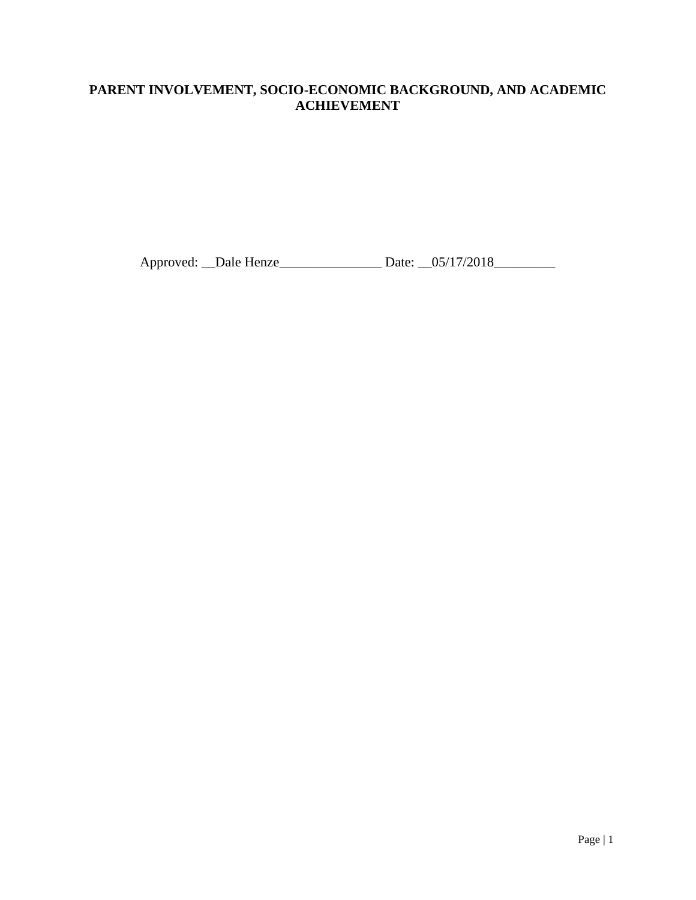# PARENT INVOLVEMENT, SOCIO-ECONOMIC BACKGROUND, AND ACADEMIC ACHIEVEMENT

Approved: __Dale Henze_______________ Date: __05/17/2018_________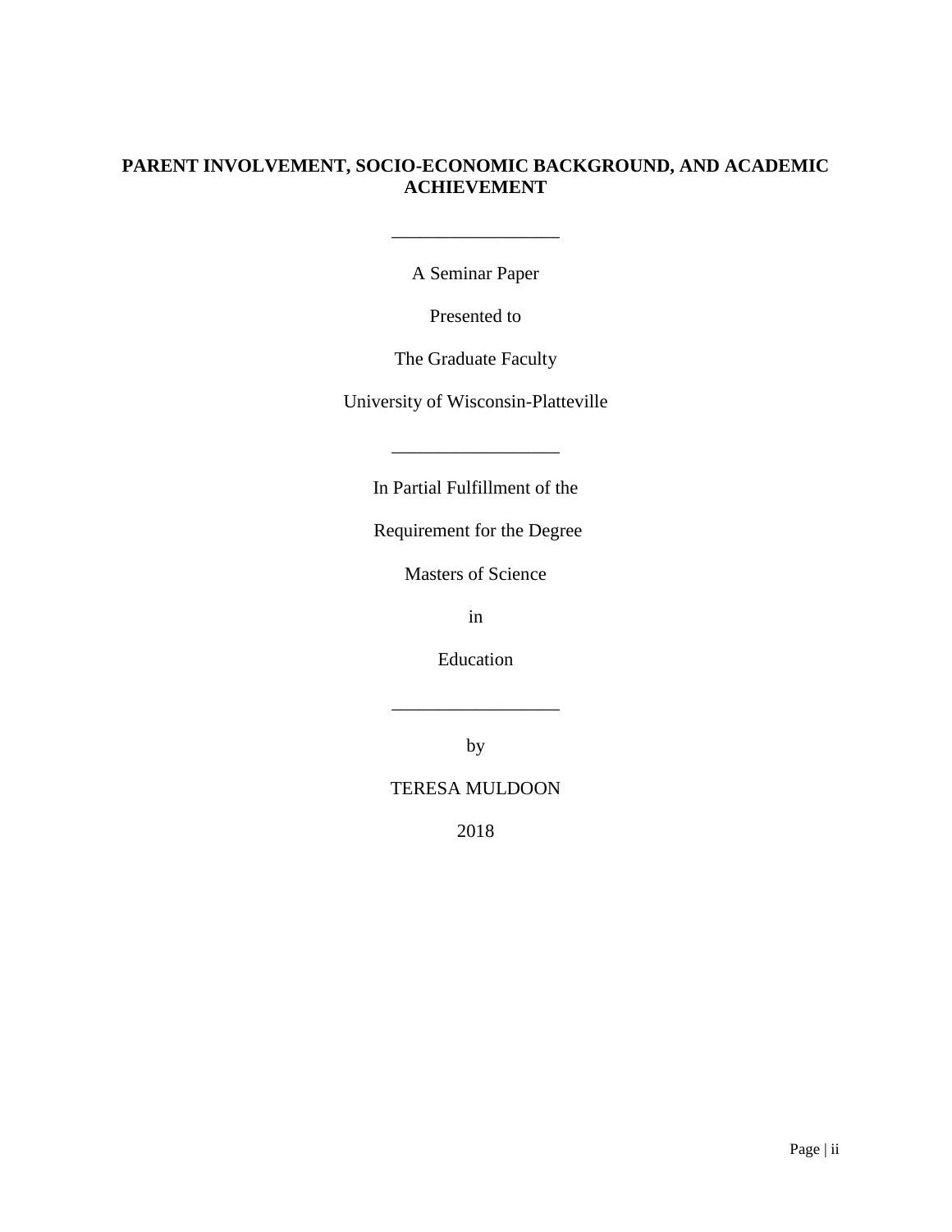**PARENT INVOLVEMENT, SOCIO-ECONOMIC BACKGROUND, AND ACADEMIC ACHIEVEMENT**

\_\_\_\_\_\_\_\_\_\_\_\_\_\_\_\_\_\_

A Seminar Paper

Presented to

The Graduate Faculty

University of Wisconsin-Platteville

\_\_\_\_\_\_\_\_\_\_\_\_\_\_\_\_\_\_

In Partial Fulfillment of the

Requirement for the Degree

Masters of Science

in

Education

\_\_\_\_\_\_\_\_\_\_\_\_\_\_\_\_\_\_

by

TERESA MULDOON

2018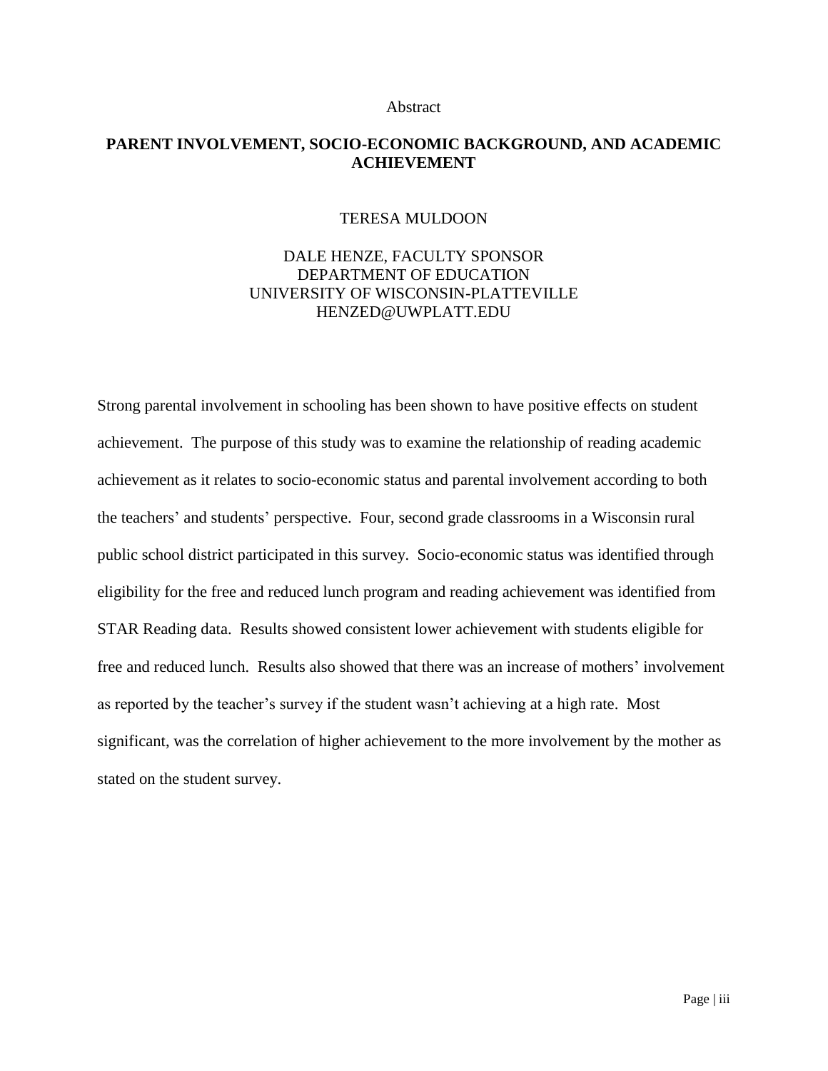Abstract

# PARENT INVOLVEMENT, SOCIO-ECONOMIC BACKGROUND, AND ACADEMIC ACHIEVEMENT

TERESA MULDOON

DALE HENZE, FACULTY SPONSOR
DEPARTMENT OF EDUCATION
UNIVERSITY OF WISCONSIN-PLATTEVILLE
HENZED@UWPLATT.EDU

Strong parental involvement in schooling has been shown to have positive effects on student achievement. The purpose of this study was to examine the relationship of reading academic achievement as it relates to socio-economic status and parental involvement according to both the teachers' and students' perspective. Four, second grade classrooms in a Wisconsin rural public school district participated in this survey. Socio-economic status was identified through eligibility for the free and reduced lunch program and reading achievement was identified from STAR Reading data. Results showed consistent lower achievement with students eligible for free and reduced lunch. Results also showed that there was an increase of mothers' involvement as reported by the teacher's survey if the student wasn't achieving at a high rate. Most significant, was the correlation of higher achievement to the more involvement by the mother as stated on the student survey.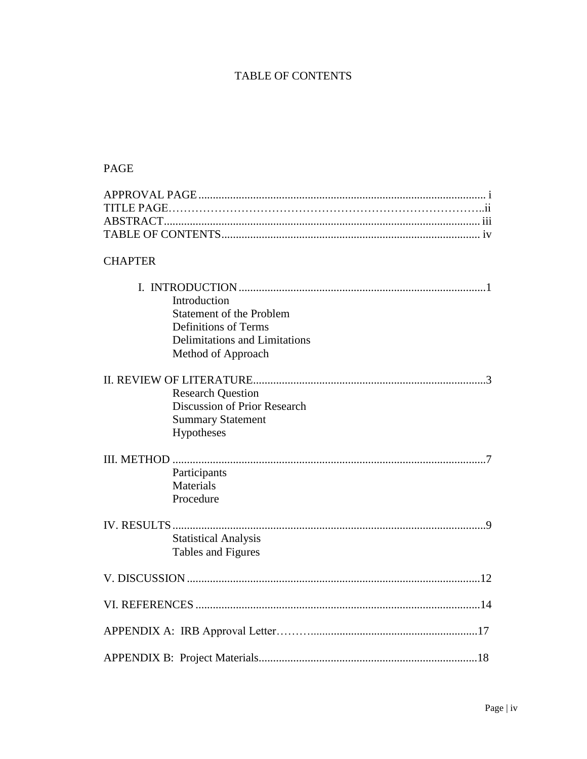# TABLE OF CONTENTS

PAGE

APPROVAL PAGE ........................................................................................................ i
TITLE PAGE……………………………………………………………………..ii
ABSTRACT................................................................................................................ iii
TABLE OF CONTENTS .......................................................................................... iv

CHAPTER

I. INTRODUCTION .......................................................................................1
   - Introduction
   - Statement of the Problem
   - Definitions of Terms
   - Delimitations and Limitations
   - Method of Approach

II. REVIEW OF LITERATURE.................................................................................3
   - Research Question
   - Discussion of Prior Research
   - Summary Statement
   - Hypotheses

III. METHOD .............................................................................................................7
   - Participants
   - Materials
   - Procedure

IV. RESULTS.............................................................................................................9
   - Statistical Analysis
   - Tables and Figures

V. DISCUSSION .......................................................................................................12

VI. REFERENCES ....................................................................................................14

APPENDIX A: IRB Approval Letter…….........................................................17

APPENDIX B: Project Materials............................................................................18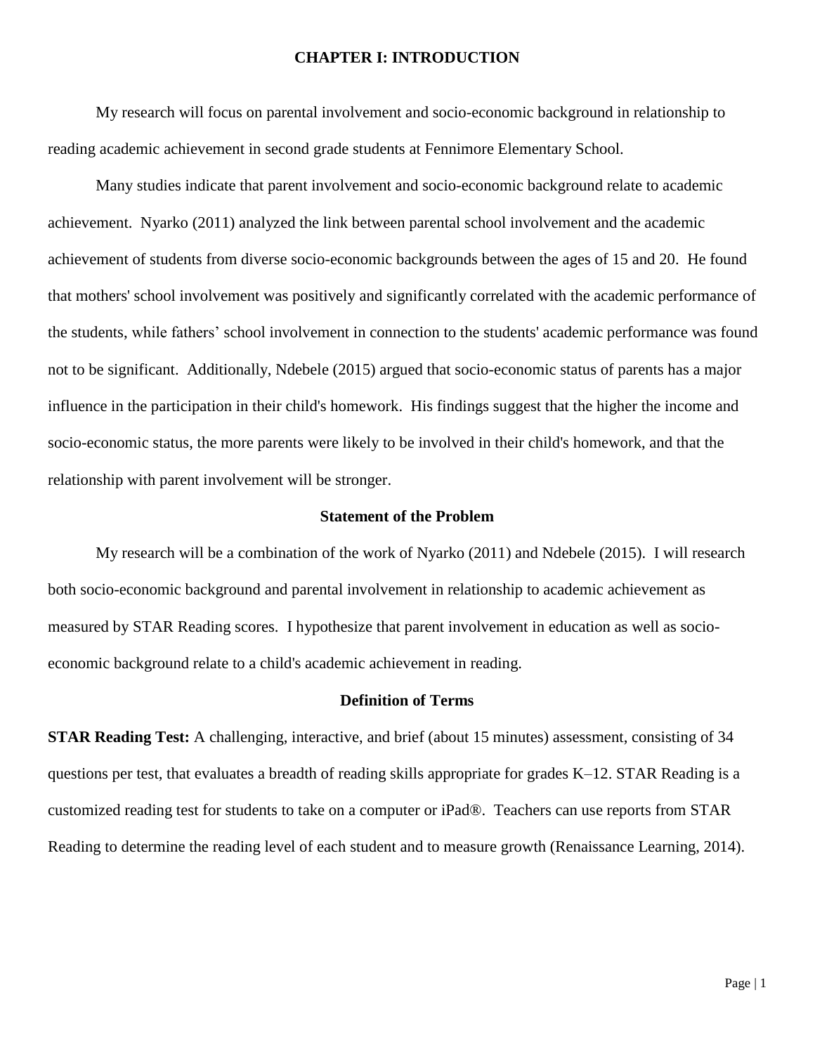# CHAPTER I: INTRODUCTION

My research will focus on parental involvement and socio-economic background in relationship to reading academic achievement in second grade students at Fennimore Elementary School.

Many studies indicate that parent involvement and socio-economic background relate to academic achievement. Nyarko (2011) analyzed the link between parental school involvement and the academic achievement of students from diverse socio-economic backgrounds between the ages of 15 and 20. He found that mothers' school involvement was positively and significantly correlated with the academic performance of the students, while fathers' school involvement in connection to the students' academic performance was found not to be significant. Additionally, Ndebele (2015) argued that socio-economic status of parents has a major influence in the participation in their child's homework. His findings suggest that the higher the income and socio-economic status, the more parents were likely to be involved in their child's homework, and that the relationship with parent involvement will be stronger.

## Statement of the Problem

My research will be a combination of the work of Nyarko (2011) and Ndebele (2015). I will research both socio-economic background and parental involvement in relationship to academic achievement as measured by STAR Reading scores. I hypothesize that parent involvement in education as well as socio-economic background relate to a child's academic achievement in reading.

## Definition of Terms

**STAR Reading Test:** A challenging, interactive, and brief (about 15 minutes) assessment, consisting of 34 questions per test, that evaluates a breadth of reading skills appropriate for grades K–12. STAR Reading is a customized reading test for students to take on a computer or iPad®. Teachers can use reports from STAR Reading to determine the reading level of each student and to measure growth (Renaissance Learning, 2014).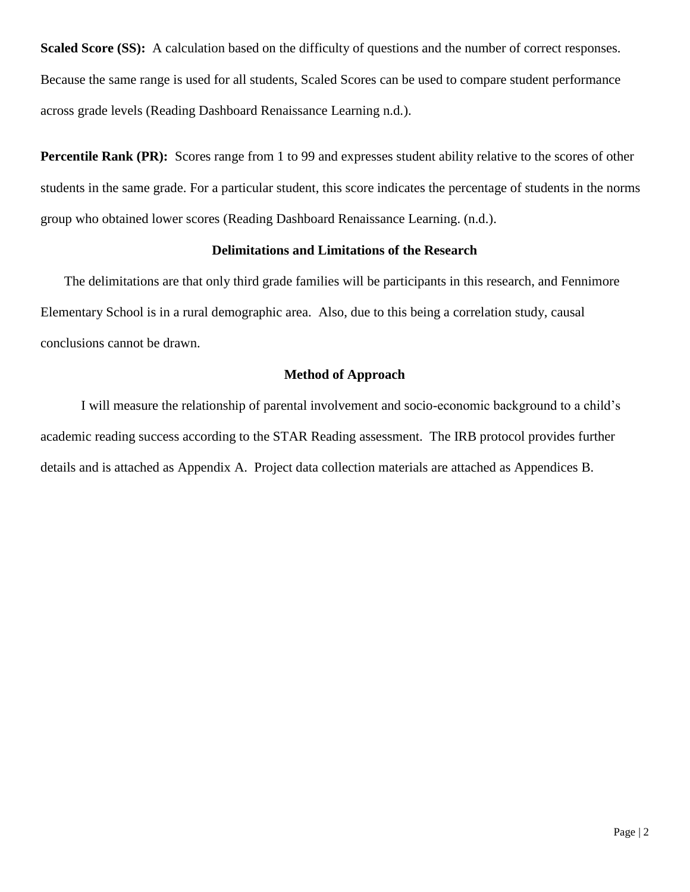**Scaled Score (SS):** A calculation based on the difficulty of questions and the number of correct responses. Because the same range is used for all students, Scaled Scores can be used to compare student performance across grade levels (Reading Dashboard Renaissance Learning n.d.).

**Percentile Rank (PR):** Scores range from 1 to 99 and expresses student ability relative to the scores of other students in the same grade. For a particular student, this score indicates the percentage of students in the norms group who obtained lower scores (Reading Dashboard Renaissance Learning. (n.d.).

## Delimitations and Limitations of the Research

The delimitations are that only third grade families will be participants in this research, and Fennimore Elementary School is in a rural demographic area. Also, due to this being a correlation study, causal conclusions cannot be drawn.

## Method of Approach

I will measure the relationship of parental involvement and socio-economic background to a child's academic reading success according to the STAR Reading assessment. The IRB protocol provides further details and is attached as Appendix A. Project data collection materials are attached as Appendices B.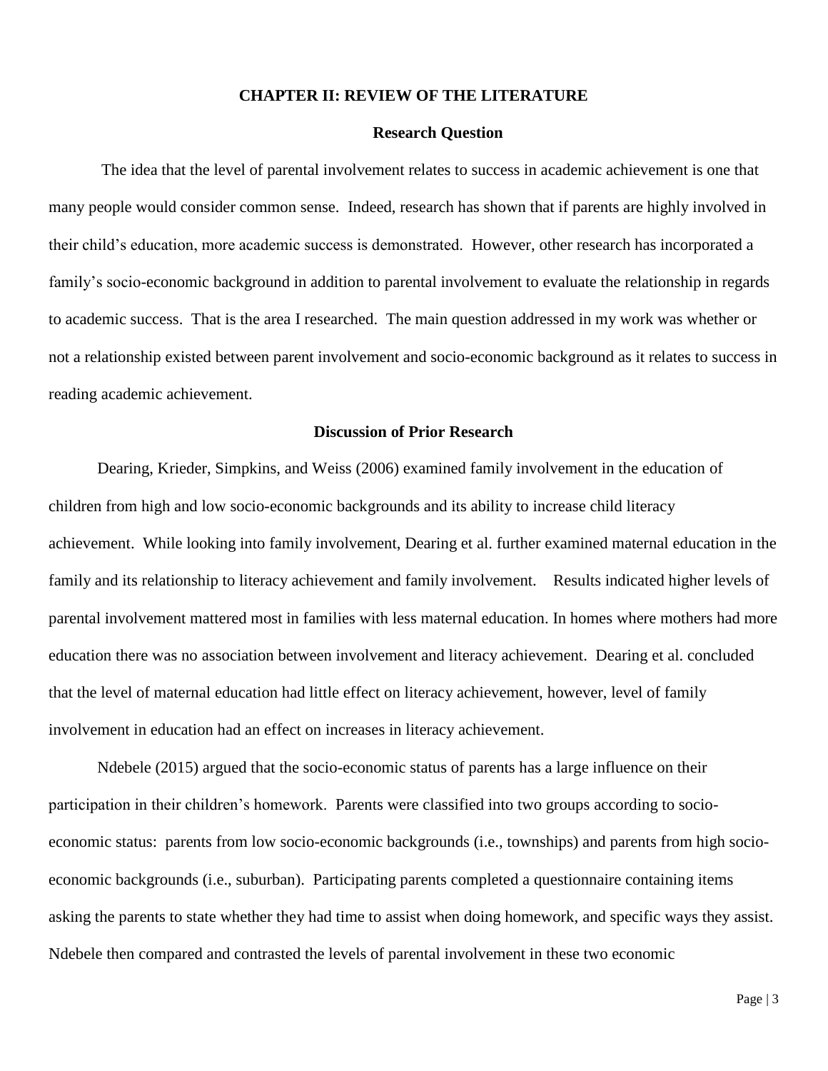# CHAPTER II: REVIEW OF THE LITERATURE

## Research Question

The idea that the level of parental involvement relates to success in academic achievement is one that many people would consider common sense. Indeed, research has shown that if parents are highly involved in their child's education, more academic success is demonstrated. However, other research has incorporated a family's socio-economic background in addition to parental involvement to evaluate the relationship in regards to academic success. That is the area I researched. The main question addressed in my work was whether or not a relationship existed between parent involvement and socio-economic background as it relates to success in reading academic achievement.

## Discussion of Prior Research

Dearing, Krieder, Simpkins, and Weiss (2006) examined family involvement in the education of children from high and low socio-economic backgrounds and its ability to increase child literacy achievement. While looking into family involvement, Dearing et al. further examined maternal education in the family and its relationship to literacy achievement and family involvement. Results indicated higher levels of parental involvement mattered most in families with less maternal education. In homes where mothers had more education there was no association between involvement and literacy achievement. Dearing et al. concluded that the level of maternal education had little effect on literacy achievement, however, level of family involvement in education had an effect on increases in literacy achievement.

Ndebele (2015) argued that the socio-economic status of parents has a large influence on their participation in their children's homework. Parents were classified into two groups according to socio-economic status: parents from low socio-economic backgrounds (i.e., townships) and parents from high socio-economic backgrounds (i.e., suburban). Participating parents completed a questionnaire containing items asking the parents to state whether they had time to assist when doing homework, and specific ways they assist. Ndebele then compared and contrasted the levels of parental involvement in these two economic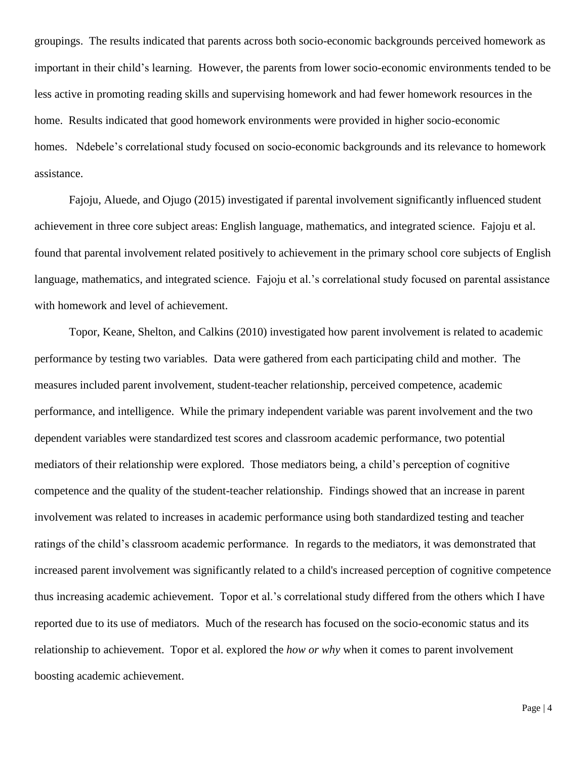groupings. The results indicated that parents across both socio-economic backgrounds perceived homework as important in their child's learning. However, the parents from lower socio-economic environments tended to be less active in promoting reading skills and supervising homework and had fewer homework resources in the home. Results indicated that good homework environments were provided in higher socio-economic homes. Ndebele's correlational study focused on socio-economic backgrounds and its relevance to homework assistance.

Fajoju, Aluede, and Ojugo (2015) investigated if parental involvement significantly influenced student achievement in three core subject areas: English language, mathematics, and integrated science. Fajoju et al. found that parental involvement related positively to achievement in the primary school core subjects of English language, mathematics, and integrated science. Fajoju et al.'s correlational study focused on parental assistance with homework and level of achievement.

Topor, Keane, Shelton, and Calkins (2010) investigated how parent involvement is related to academic performance by testing two variables. Data were gathered from each participating child and mother. The measures included parent involvement, student-teacher relationship, perceived competence, academic performance, and intelligence. While the primary independent variable was parent involvement and the two dependent variables were standardized test scores and classroom academic performance, two potential mediators of their relationship were explored. Those mediators being, a child's perception of cognitive competence and the quality of the student-teacher relationship. Findings showed that an increase in parent involvement was related to increases in academic performance using both standardized testing and teacher ratings of the child's classroom academic performance. In regards to the mediators, it was demonstrated that increased parent involvement was significantly related to a child's increased perception of cognitive competence thus increasing academic achievement. Topor et al.'s correlational study differed from the others which I have reported due to its use of mediators. Much of the research has focused on the socio-economic status and its relationship to achievement. Topor et al. explored the *how or why* when it comes to parent involvement boosting academic achievement.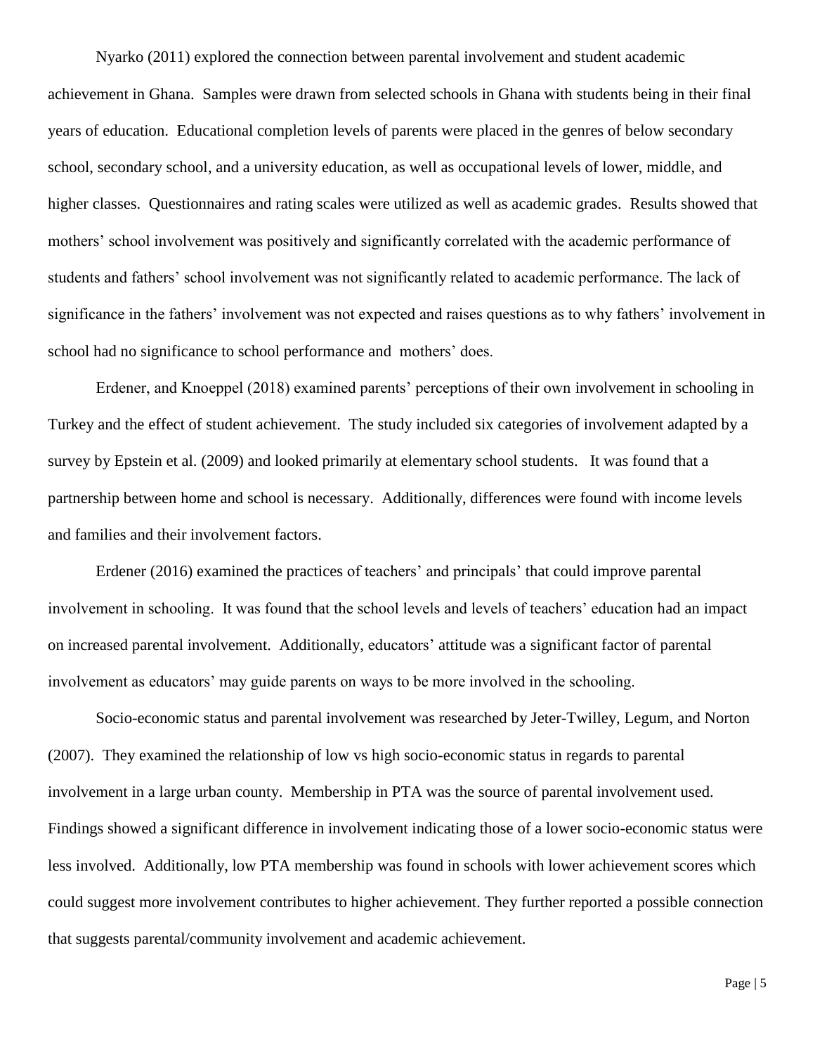Nyarko (2011) explored the connection between parental involvement and student academic achievement in Ghana. Samples were drawn from selected schools in Ghana with students being in their final years of education. Educational completion levels of parents were placed in the genres of below secondary school, secondary school, and a university education, as well as occupational levels of lower, middle, and higher classes. Questionnaires and rating scales were utilized as well as academic grades. Results showed that mothers' school involvement was positively and significantly correlated with the academic performance of students and fathers' school involvement was not significantly related to academic performance. The lack of significance in the fathers' involvement was not expected and raises questions as to why fathers' involvement in school had no significance to school performance and mothers' does.

Erdener, and Knoeppel (2018) examined parents' perceptions of their own involvement in schooling in Turkey and the effect of student achievement. The study included six categories of involvement adapted by a survey by Epstein et al. (2009) and looked primarily at elementary school students. It was found that a partnership between home and school is necessary. Additionally, differences were found with income levels and families and their involvement factors.

Erdener (2016) examined the practices of teachers' and principals' that could improve parental involvement in schooling. It was found that the school levels and levels of teachers' education had an impact on increased parental involvement. Additionally, educators' attitude was a significant factor of parental involvement as educators' may guide parents on ways to be more involved in the schooling.

Socio-economic status and parental involvement was researched by Jeter-Twilley, Legum, and Norton (2007). They examined the relationship of low vs high socio-economic status in regards to parental involvement in a large urban county. Membership in PTA was the source of parental involvement used. Findings showed a significant difference in involvement indicating those of a lower socio-economic status were less involved. Additionally, low PTA membership was found in schools with lower achievement scores which could suggest more involvement contributes to higher achievement. They further reported a possible connection that suggests parental/community involvement and academic achievement.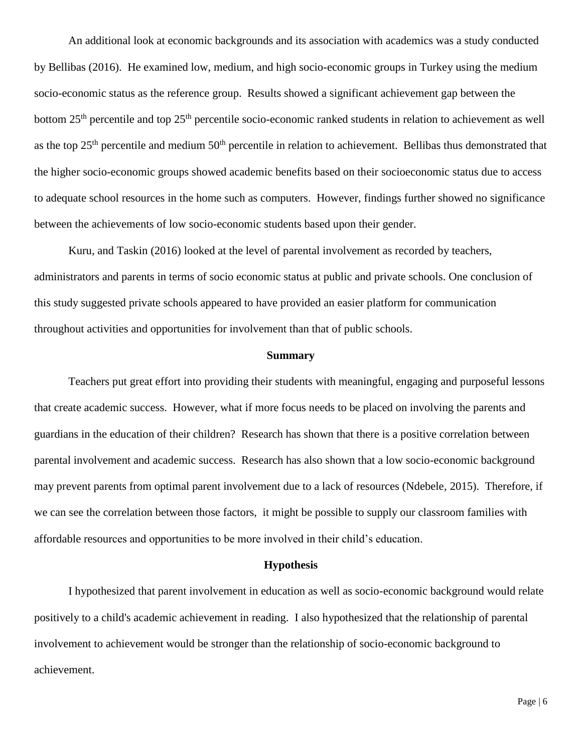An additional look at economic backgrounds and its association with academics was a study conducted by Bellibas (2016). He examined low, medium, and high socio-economic groups in Turkey using the medium socio-economic status as the reference group. Results showed a significant achievement gap between the bottom 25th percentile and top 25th percentile socio-economic ranked students in relation to achievement as well as the top 25th percentile and medium 50th percentile in relation to achievement. Bellibas thus demonstrated that the higher socio-economic groups showed academic benefits based on their socioeconomic status due to access to adequate school resources in the home such as computers. However, findings further showed no significance between the achievements of low socio-economic students based upon their gender.

Kuru, and Taskin (2016) looked at the level of parental involvement as recorded by teachers, administrators and parents in terms of socio economic status at public and private schools. One conclusion of this study suggested private schools appeared to have provided an easier platform for communication throughout activities and opportunities for involvement than that of public schools.

## Summary

Teachers put great effort into providing their students with meaningful, engaging and purposeful lessons that create academic success. However, what if more focus needs to be placed on involving the parents and guardians in the education of their children? Research has shown that there is a positive correlation between parental involvement and academic success. Research has also shown that a low socio-economic background may prevent parents from optimal parent involvement due to a lack of resources (Ndebele, 2015). Therefore, if we can see the correlation between those factors, it might be possible to supply our classroom families with affordable resources and opportunities to be more involved in their child's education.

## Hypothesis

I hypothesized that parent involvement in education as well as socio-economic background would relate positively to a child's academic achievement in reading. I also hypothesized that the relationship of parental involvement to achievement would be stronger than the relationship of socio-economic background to achievement.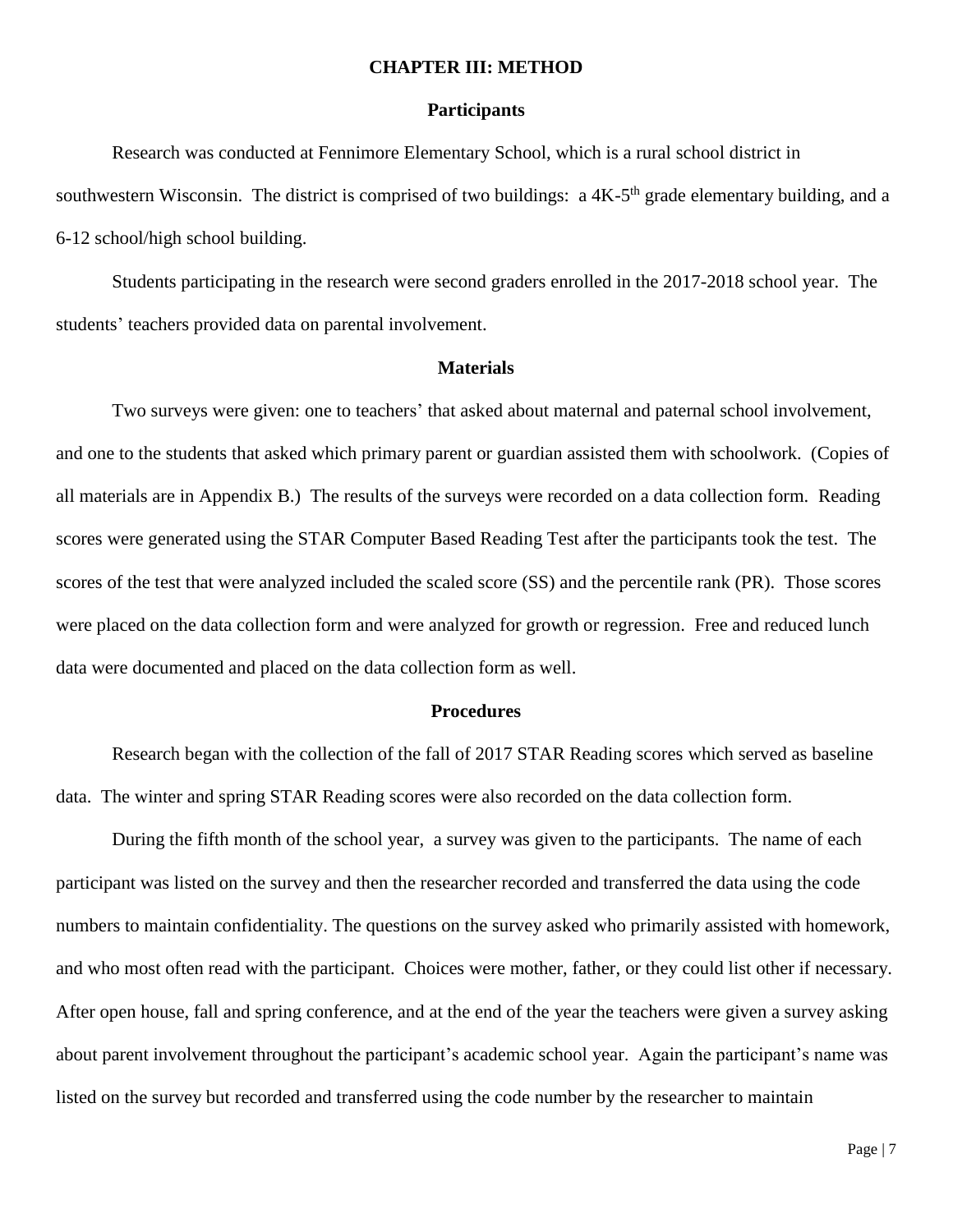# CHAPTER III: METHOD

## Participants

Research was conducted at Fennimore Elementary School, which is a rural school district in southwestern Wisconsin. The district is comprised of two buildings: a 4K-5th grade elementary building, and a 6-12 school/high school building.

Students participating in the research were second graders enrolled in the 2017-2018 school year. The students' teachers provided data on parental involvement.

## Materials

Two surveys were given: one to teachers' that asked about maternal and paternal school involvement, and one to the students that asked which primary parent or guardian assisted them with schoolwork. (Copies of all materials are in Appendix B.) The results of the surveys were recorded on a data collection form. Reading scores were generated using the STAR Computer Based Reading Test after the participants took the test. The scores of the test that were analyzed included the scaled score (SS) and the percentile rank (PR). Those scores were placed on the data collection form and were analyzed for growth or regression. Free and reduced lunch data were documented and placed on the data collection form as well.

## Procedures

Research began with the collection of the fall of 2017 STAR Reading scores which served as baseline data. The winter and spring STAR Reading scores were also recorded on the data collection form.

During the fifth month of the school year, a survey was given to the participants. The name of each participant was listed on the survey and then the researcher recorded and transferred the data using the code numbers to maintain confidentiality. The questions on the survey asked who primarily assisted with homework, and who most often read with the participant. Choices were mother, father, or they could list other if necessary. After open house, fall and spring conference, and at the end of the year the teachers were given a survey asking about parent involvement throughout the participant's academic school year. Again the participant's name was listed on the survey but recorded and transferred using the code number by the researcher to maintain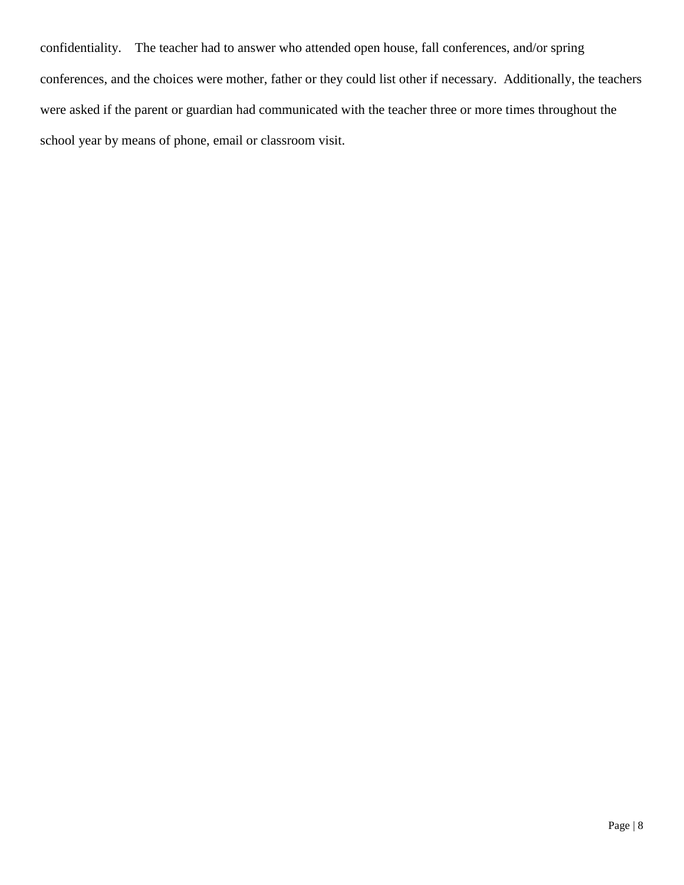confidentiality. The teacher had to answer who attended open house, fall conferences, and/or spring conferences, and the choices were mother, father or they could list other if necessary. Additionally, the teachers were asked if the parent or guardian had communicated with the teacher three or more times throughout the school year by means of phone, email or classroom visit.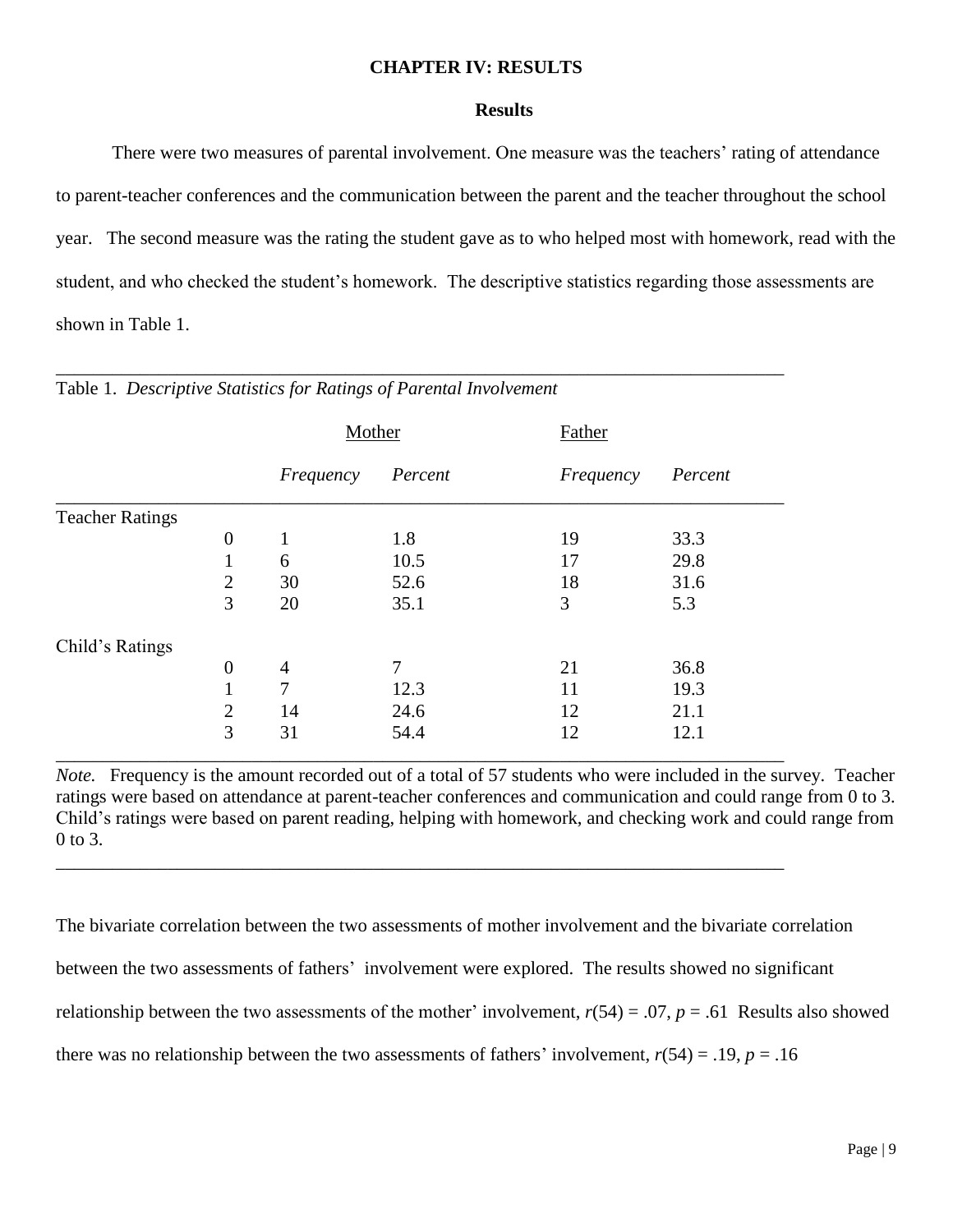# CHAPTER IV: RESULTS

## Results

There were two measures of parental involvement. One measure was the teachers' rating of attendance to parent-teacher conferences and the communication between the parent and the teacher throughout the school year. The second measure was the rating the student gave as to who helped most with homework, read with the student, and who checked the student's homework. The descriptive statistics regarding those assessments are shown in Table 1.

Table 1. *Descriptive Statistics for Ratings of Parental Involvement*

| | | Mother | | Father | |
|---|---|---|---|---|---|
| | | *Frequency* | *Percent* | *Frequency* | *Percent* |
| Teacher Ratings | | | | | |
| | 0 | 1 | 1.8 | 19 | 33.3 |
| | 1 | 6 | 10.5 | 17 | 29.8 |
| | 2 | 30 | 52.6 | 18 | 31.6 |
| | 3 | 20 | 35.1 | 3 | 5.3 |
| Child's Ratings | | | | | |
| | 0 | 4 | 7 | 21 | 36.8 |
| | 1 | 7 | 12.3 | 11 | 19.3 |
| | 2 | 14 | 24.6 | 12 | 21.1 |
| | 3 | 31 | 54.4 | 12 | 12.1 |

*Note.* Frequency is the amount recorded out of a total of 57 students who were included in the survey. Teacher ratings were based on attendance at parent-teacher conferences and communication and could range from 0 to 3. Child's ratings were based on parent reading, helping with homework, and checking work and could range from 0 to 3.

The bivariate correlation between the two assessments of mother involvement and the bivariate correlation between the two assessments of fathers' involvement were explored. The results showed no significant relationship between the two assessments of the mother' involvement, $r(54) = .07$, $p = .61$ Results also showed there was no relationship between the two assessments of fathers' involvement, $r(54) = .19$, $p = .16$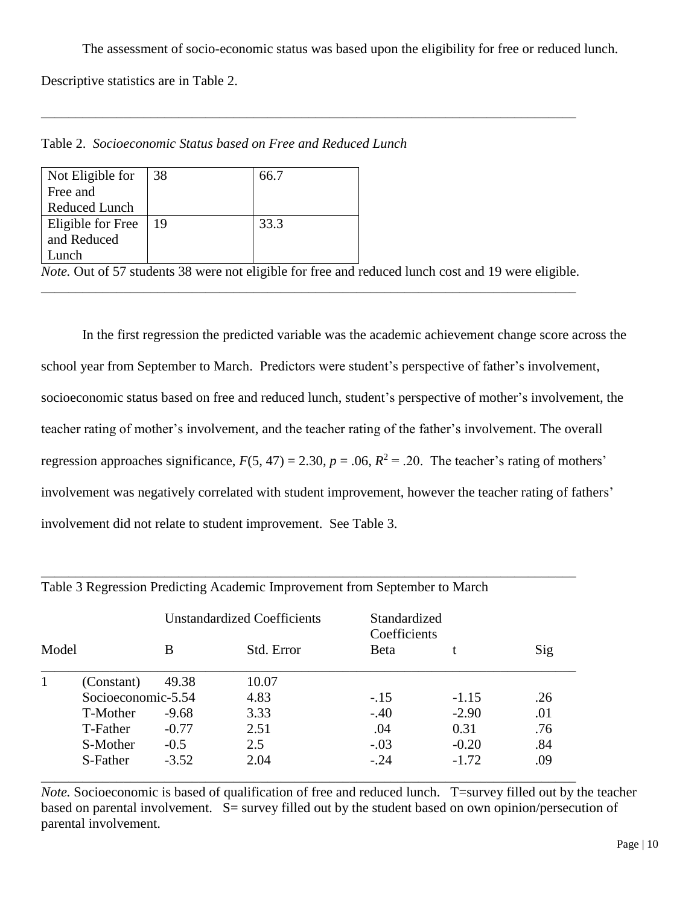The assessment of socio-economic status was based upon the eligibility for free or reduced lunch. Descriptive statistics are in Table 2.

Table 2. *Socioeconomic Status based on Free and Reduced Lunch*

| | | |
|---|---|---|
| Not Eligible for Free and Reduced Lunch | 38 | 66.7 |
| Eligible for Free and Reduced Lunch | 19 | 33.3 |

*Note.* Out of 57 students 38 were not eligible for free and reduced lunch cost and 19 were eligible.

In the first regression the predicted variable was the academic achievement change score across the school year from September to March. Predictors were student's perspective of father's involvement, socioeconomic status based on free and reduced lunch, student's perspective of mother's involvement, the teacher rating of mother's involvement, and the teacher rating of the father's involvement. The overall regression approaches significance, $F(5, 47) = 2.30$, $p = .06$, $R^2 = .20$. The teacher's rating of mothers' involvement was negatively correlated with student improvement, however the teacher rating of fathers' involvement did not relate to student improvement. See Table 3.

Table 3 Regression Predicting Academic Improvement from September to March

| | | Unstandardized Coefficients | | Standardized Coefficients | | |
|---|---|---|---|---|---|---|
| Model | | B | Std. Error | Beta | t | Sig |
| 1 | (Constant) | 49.38 | 10.07 | | | |
| | Socioeconomic | -5.54 | 4.83 | -.15 | -1.15 | .26 |
| | T-Mother | -9.68 | 3.33 | -.40 | -2.90 | .01 |
| | T-Father | -0.77 | 2.51 | .04 | 0.31 | .76 |
| | S-Mother | -0.5 | 2.5 | -.03 | -0.20 | .84 |
| | S-Father | -3.52 | 2.04 | -.24 | -1.72 | .09 |

*Note.* Socioeconomic is based of qualification of free and reduced lunch. T=survey filled out by the teacher based on parental involvement. S= survey filled out by the student based on own opinion/persecution of parental involvement.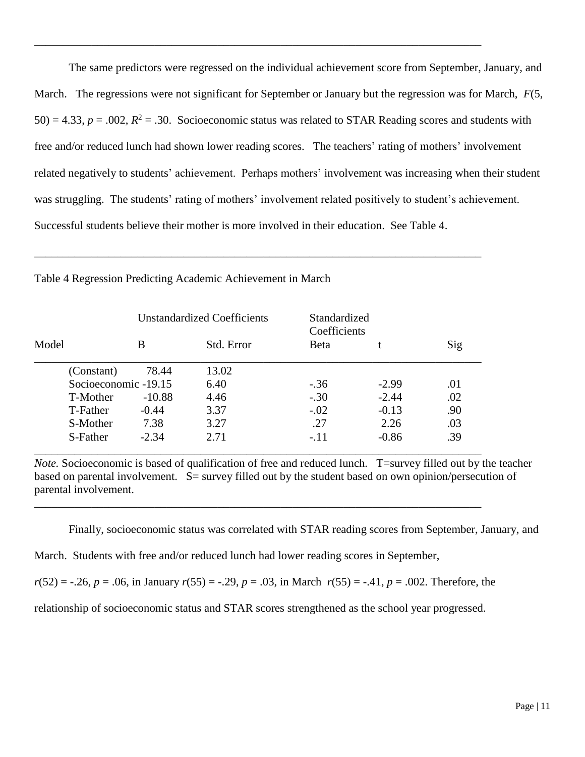The same predictors were regressed on the individual achievement score from September, January, and March. The regressions were not significant for September or January but the regression was for March, $F(5, 50) = 4.33$, $p = .002$, $R^2 = .30$. Socioeconomic status was related to STAR Reading scores and students with free and/or reduced lunch had shown lower reading scores. The teachers' rating of mothers' involvement related negatively to students' achievement. Perhaps mothers' involvement was increasing when their student was struggling. The students' rating of mothers' involvement related positively to student's achievement. Successful students believe their mother is more involved in their education. See Table 4.

Table 4 Regression Predicting Academic Achievement in March

| Model | Unstandardized Coefficients | | Standardized Coefficients | | |
|---|---|---|---|---|---|
| | B | Std. Error | Beta | t | Sig |
| (Constant) | 78.44 | 13.02 | | | |
| Socioeconomic | -19.15 | 6.40 | -.36 | -2.99 | .01 |
| T-Mother | -10.88 | 4.46 | -.30 | -2.44 | .02 |
| T-Father | -0.44 | 3.37 | -.02 | -0.13 | .90 |
| S-Mother | 7.38 | 3.27 | .27 | 2.26 | .03 |
| S-Father | -2.34 | 2.71 | -.11 | -0.86 | .39 |

*Note.* Socioeconomic is based of qualification of free and reduced lunch. T=survey filled out by the teacher based on parental involvement. S= survey filled out by the student based on own opinion/persecution of parental involvement.

Finally, socioeconomic status was correlated with STAR reading scores from September, January, and March. Students with free and/or reduced lunch had lower reading scores in September, $r(52) = -.26$, $p = .06$, in January $r(55) = -.29$, $p = .03$, in March $r(55) = -.41$, $p = .002$. Therefore, the relationship of socioeconomic status and STAR scores strengthened as the school year progressed.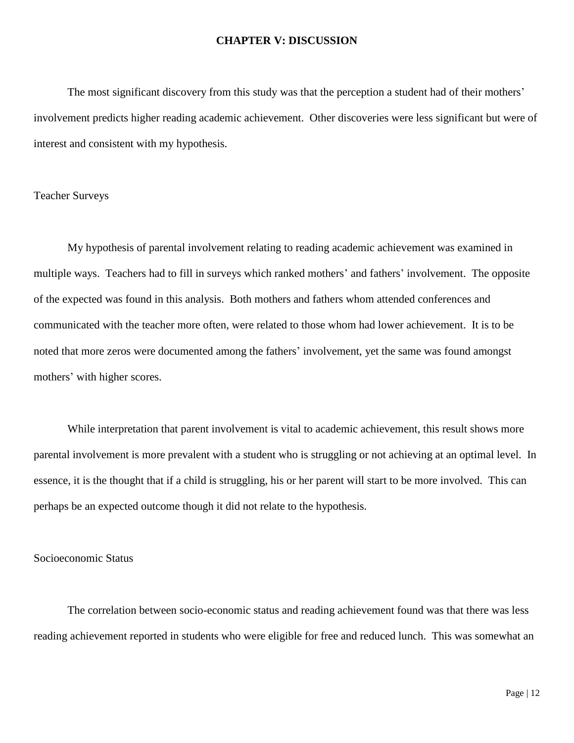# CHAPTER V: DISCUSSION

The most significant discovery from this study was that the perception a student had of their mothers' involvement predicts higher reading academic achievement. Other discoveries were less significant but were of interest and consistent with my hypothesis.

## Teacher Surveys

My hypothesis of parental involvement relating to reading academic achievement was examined in multiple ways. Teachers had to fill in surveys which ranked mothers' and fathers' involvement. The opposite of the expected was found in this analysis. Both mothers and fathers whom attended conferences and communicated with the teacher more often, were related to those whom had lower achievement. It is to be noted that more zeros were documented among the fathers' involvement, yet the same was found amongst mothers' with higher scores.

While interpretation that parent involvement is vital to academic achievement, this result shows more parental involvement is more prevalent with a student who is struggling or not achieving at an optimal level. In essence, it is the thought that if a child is struggling, his or her parent will start to be more involved. This can perhaps be an expected outcome though it did not relate to the hypothesis.

## Socioeconomic Status

The correlation between socio-economic status and reading achievement found was that there was less reading achievement reported in students who were eligible for free and reduced lunch. This was somewhat an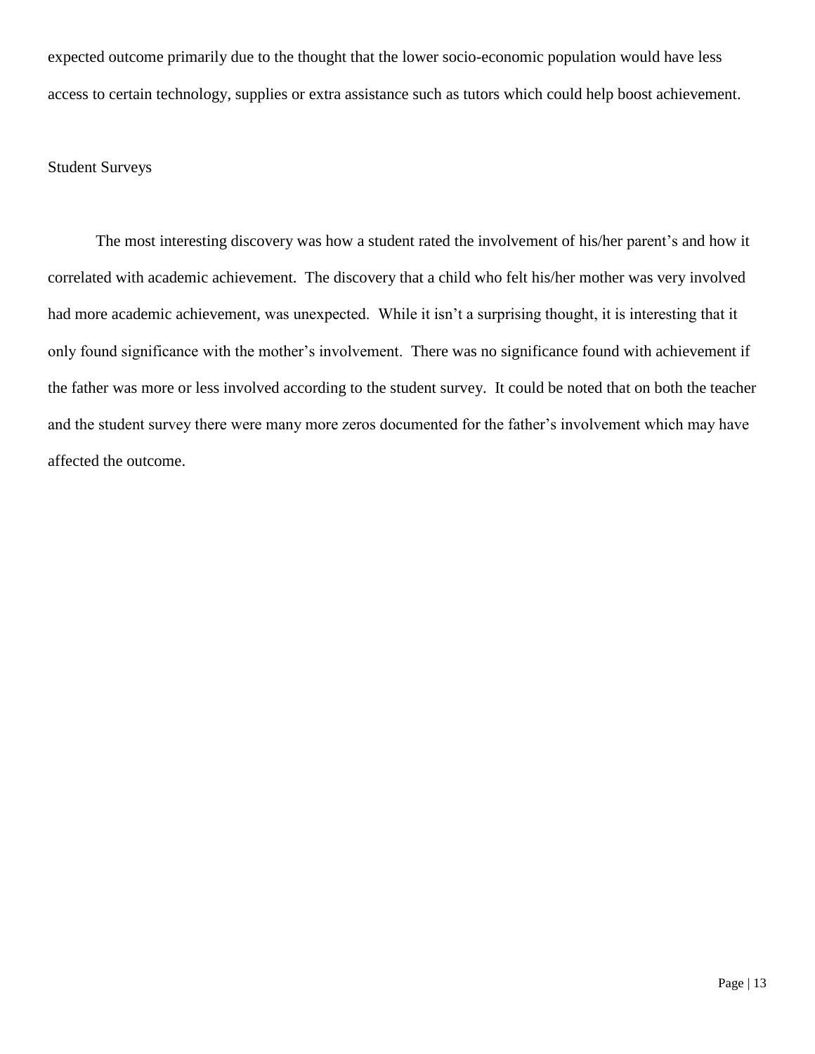expected outcome primarily due to the thought that the lower socio-economic population would have less access to certain technology, supplies or extra assistance such as tutors which could help boost achievement.

## Student Surveys

The most interesting discovery was how a student rated the involvement of his/her parent's and how it correlated with academic achievement. The discovery that a child who felt his/her mother was very involved had more academic achievement, was unexpected. While it isn't a surprising thought, it is interesting that it only found significance with the mother's involvement. There was no significance found with achievement if the father was more or less involved according to the student survey. It could be noted that on both the teacher and the student survey there were many more zeros documented for the father's involvement which may have affected the outcome.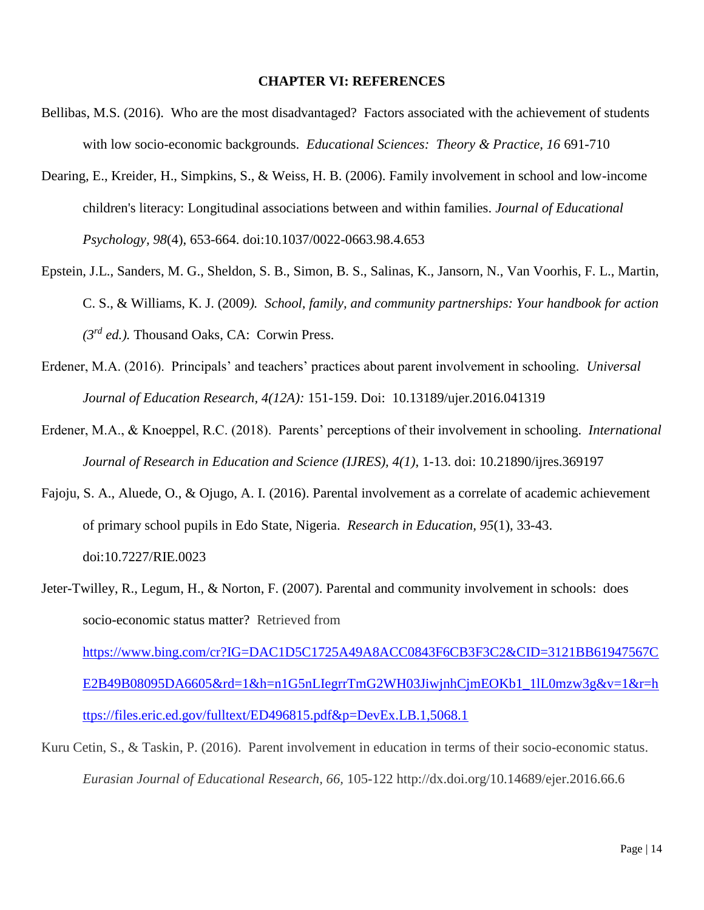## CHAPTER VI: REFERENCES

Bellibas, M.S. (2016). Who are the most disadvantaged? Factors associated with the achievement of students with low socio-economic backgrounds. *Educational Sciences: Theory & Practice, 16* 691-710

Dearing, E., Kreider, H., Simpkins, S., & Weiss, H. B. (2006). Family involvement in school and low-income children's literacy: Longitudinal associations between and within families. *Journal of Educational Psychology, 98*(4), 653-664. doi:10.1037/0022-0663.98.4.653

Epstein, J.L., Sanders, M. G., Sheldon, S. B., Simon, B. S., Salinas, K., Jansorn, N., Van Voorhis, F. L., Martin, C. S., & Williams, K. J. (2009*). School, family, and community partnerships: Your handbook for action (3rd ed.).* Thousand Oaks, CA: Corwin Press.

Erdener, M.A. (2016). Principals' and teachers' practices about parent involvement in schooling. *Universal Journal of Education Research, 4(12A):* 151-159. Doi: 10.13189/ujer.2016.041319

Erdener, M.A., & Knoeppel, R.C. (2018). Parents' perceptions of their involvement in schooling. *International Journal of Research in Education and Science (IJRES), 4(1)*, 1-13. doi: 10.21890/ijres.369197

Fajoju, S. A., Aluede, O., & Ojugo, A. I. (2016). Parental involvement as a correlate of academic achievement of primary school pupils in Edo State, Nigeria. *Research in Education, 95*(1), 33-43. doi:10.7227/RIE.0023

Jeter-Twilley, R., Legum, H., & Norton, F. (2007). Parental and community involvement in schools: does socio-economic status matter? Retrieved from https://www.bing.com/cr?IG=DAC1D5C1725A49A8ACC0843F6CB3F3C2&CID=3121BB61947567CE2B49B08095DA6605&rd=1&h=n1G5nLIegrrTmG2WH03JiwjnhCjmEOKb1_1lL0mzw3g&v=1&r=https://files.eric.ed.gov/fulltext/ED496815.pdf&p=DevEx.LB.1,5068.1

Kuru Cetin, S., & Taskin, P. (2016). Parent involvement in education in terms of their socio-economic status. *Eurasian Journal of Educational Research, 66,* 105-122 http://dx.doi.org/10.14689/ejer.2016.66.6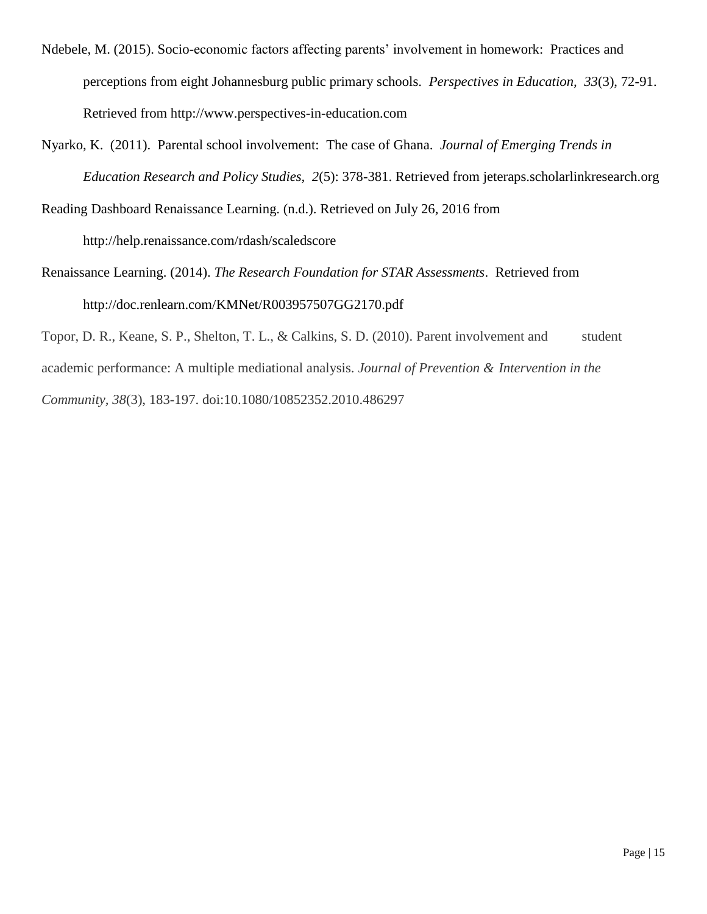Ndebele, M. (2015). Socio-economic factors affecting parents' involvement in homework: Practices and perceptions from eight Johannesburg public primary schools. *Perspectives in Education, 33*(3), 72-91. Retrieved from http://www.perspectives-in-education.com

Nyarko, K. (2011). Parental school involvement: The case of Ghana. *Journal of Emerging Trends in Education Research and Policy Studies, 2*(5): 378-381. Retrieved from jeteraps.scholarlinkresearch.org

Reading Dashboard Renaissance Learning. (n.d.). Retrieved on July 26, 2016 from http://help.renaissance.com/rdash/scaledscore

Renaissance Learning. (2014). *The Research Foundation for STAR Assessments*. Retrieved from http://doc.renlearn.com/KMNet/R003957507GG2170.pdf

Topor, D. R., Keane, S. P., Shelton, T. L., & Calkins, S. D. (2010). Parent involvement and student academic performance: A multiple mediational analysis. *Journal of Prevention & Intervention in the Community, 38*(3), 183-197. doi:10.1080/10852352.2010.486297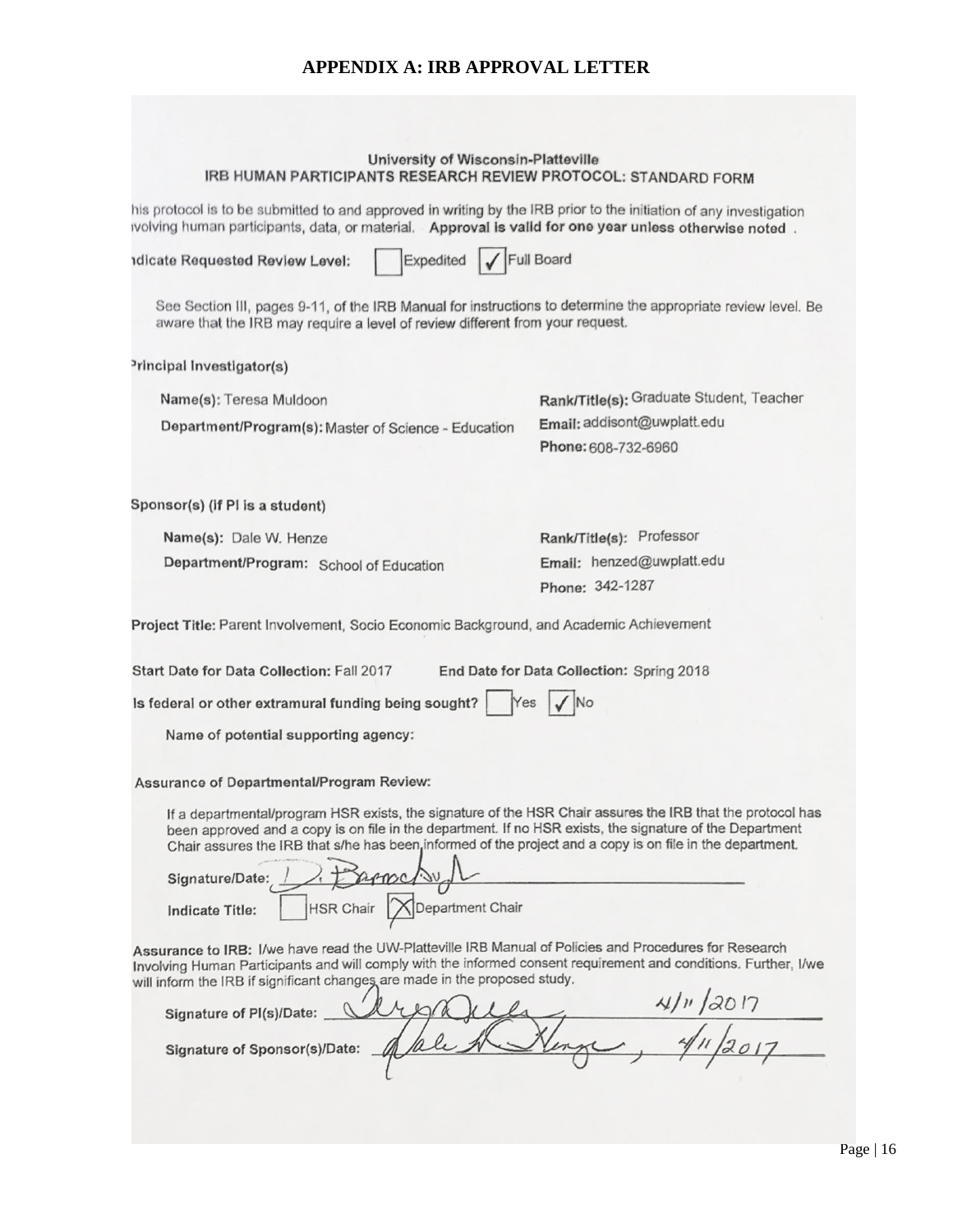## APPENDIX A: IRB APPROVAL LETTER

**University of Wisconsin-Platteville**
**IRB HUMAN PARTICIPANTS RESEARCH REVIEW PROTOCOL: STANDARD FORM**

his protocol is to be submitted to and approved in writing by the IRB prior to the initiation of any investigation ivolving human participants, data, or material. **Approval is valid for one year unless otherwise noted** .

**ıdicate Requested Review Level:** ☐ Expedited ☑ Full Board

See Section III, pages 9-11, of the IRB Manual for instructions to determine the appropriate review level. Be aware that the IRB may require a level of review different from your request.

**ʳrincipal Investigator(s)**

**Name(s):** Teresa Muldoon

**Department/Program(s):** Master of Science - Education

**Rank/Title(s):** Graduate Student, Teacher

**Email:** addisont@uwplatt.edu

**Phone:** 608-732-6960

**Sponsor(s) (if PI is a student)**

**Name(s):** Dale W. Henze

**Department/Program:** School of Education

**Rank/Title(s):** Professor

**Email:** henzed@uwplatt.edu

**Phone:** 342-1287

**Project Title:** Parent Involvement, Socio Economic Background, and Academic Achievement

**Start Date for Data Collection:** Fall 2017 **End Date for Data Collection:** Spring 2018

**Is federal or other extramural funding being sought?** ☐ Yes ☑ No

**Name of potential supporting agency:**

**Assurance of Departmental/Program Review:**

If a departmental/program HSR exists, the signature of the HSR Chair assures the IRB that the protocol has been approved and a copy is on file in the department. If no HSR exists, the signature of the Department Chair assures the IRB that s/he has been informed of the project and a copy is on file in the department.

**Signature/Date:** [signature]

**Indicate Title:** ☐ HSR Chair ☒ Department Chair

**Assurance to IRB:** I/we have read the UW-Platteville IRB Manual of Policies and Procedures for Research Involving Human Participants and will comply with the informed consent requirement and conditions. Further, I/we will inform the IRB if significant changes are made in the proposed study.

**Signature of PI(s)/Date:** [signature] 4/11/2017

**Signature of Sponsor(s)/Date:** [signature] 4/11/2017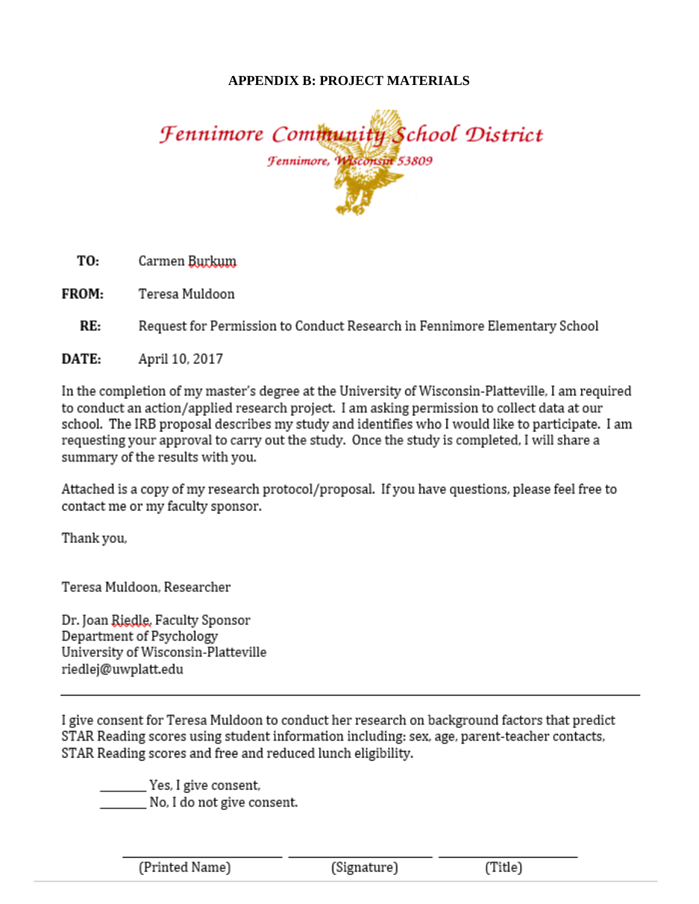# APPENDIX B: PROJECT MATERIALS

*Fennimore Community School District*

*Fennimore, Wisconsin 53809*

**TO:** Carmen Burkum

**FROM:** Teresa Muldoon

**RE:** Request for Permission to Conduct Research in Fennimore Elementary School

**DATE:** April 10, 2017

In the completion of my master's degree at the University of Wisconsin-Platteville, I am required to conduct an action/applied research project. I am asking permission to collect data at our school. The IRB proposal describes my study and identifies who I would like to participate. I am requesting your approval to carry out the study. Once the study is completed, I will share a summary of the results with you.

Attached is a copy of my research protocol/proposal. If you have questions, please feel free to contact me or my faculty sponsor.

Thank you,

Teresa Muldoon, Researcher

Dr. Joan Riedle, Faculty Sponsor
Department of Psychology
University of Wisconsin-Platteville
riedlej@uwplatt.edu

---

I give consent for Teresa Muldoon to conduct her research on background factors that predict STAR Reading scores using student information including: sex, age, parent-teacher contacts, STAR Reading scores and free and reduced lunch eligibility.

_______ Yes, I give consent.
_______ No, I do not give consent.

_____________________ _____________________ _____________________
(Printed Name) (Signature) (Title)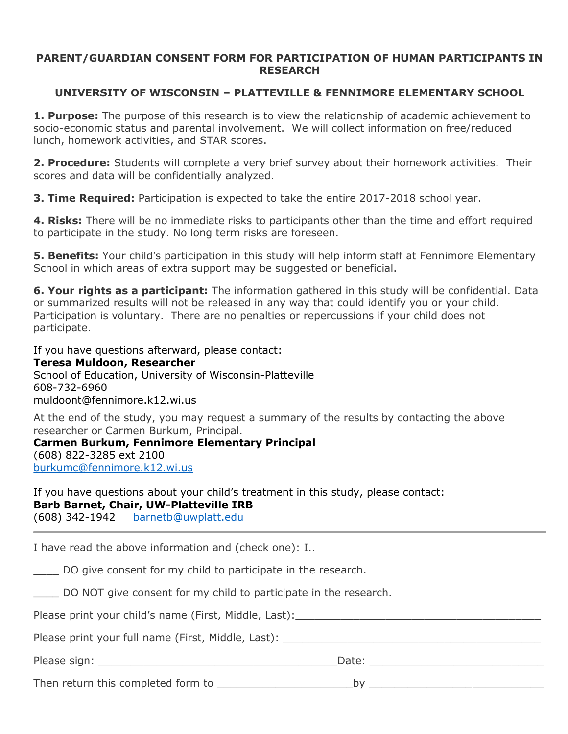**PARENT/GUARDIAN CONSENT FORM FOR PARTICIPATION OF HUMAN PARTICIPANTS IN RESEARCH**

**UNIVERSITY OF WISCONSIN – PLATTEVILLE & FENNIMORE ELEMENTARY SCHOOL**

**1. Purpose:** The purpose of this research is to view the relationship of academic achievement to socio-economic status and parental involvement. We will collect information on free/reduced lunch, homework activities, and STAR scores.

**2. Procedure:** Students will complete a very brief survey about their homework activities. Their scores and data will be confidentially analyzed.

**3. Time Required:** Participation is expected to take the entire 2017-2018 school year.

**4. Risks:** There will be no immediate risks to participants other than the time and effort required to participate in the study. No long term risks are foreseen.

**5. Benefits:** Your child's participation in this study will help inform staff at Fennimore Elementary School in which areas of extra support may be suggested or beneficial.

**6. Your rights as a participant:** The information gathered in this study will be confidential. Data or summarized results will not be released in any way that could identify you or your child. Participation is voluntary. There are no penalties or repercussions if your child does not participate.

If you have questions afterward, please contact:
**Teresa Muldoon, Researcher**
School of Education, University of Wisconsin-Platteville
608-732-6960
muldoont@fennimore.k12.wi.us

At the end of the study, you may request a summary of the results by contacting the above researcher or Carmen Burkum, Principal.
**Carmen Burkum, Fennimore Elementary Principal**
(608) 822-3285 ext 2100
burkumc@fennimore.k12.wi.us

If you have questions about your child's treatment in this study, please contact:
**Barb Barnet, Chair, UW-Platteville IRB**
(608) 342-1942 barnetb@uwplatt.edu

---

I have read the above information and (check one): I..

____ DO give consent for my child to participate in the research.

____ DO NOT give consent for my child to participate in the research.

Please print your child's name (First, Middle, Last):________________________________________

Please print your full name (First, Middle, Last): ________________________________________

Please sign: ______________________________________Date: ____________________________

Then return this completed form to _____________________by ____________________________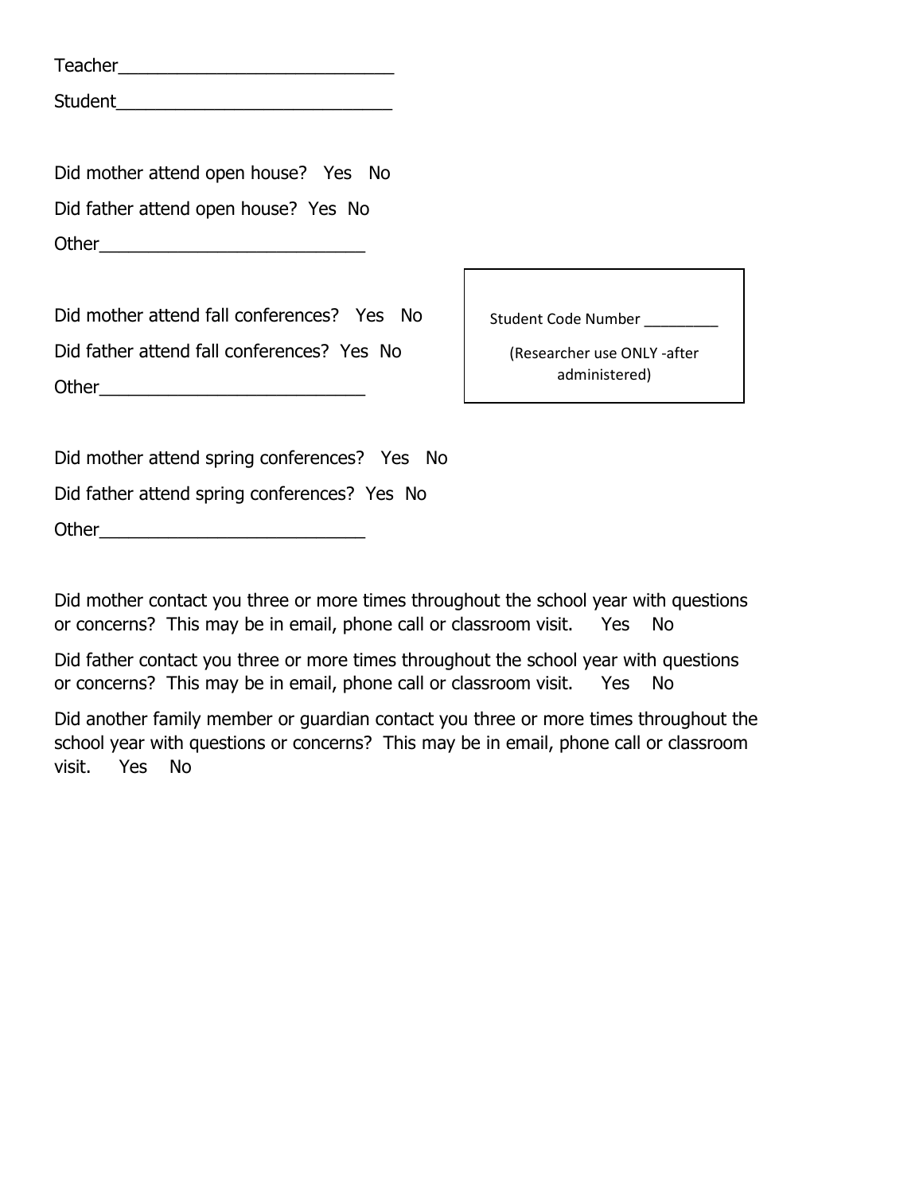Teacher___________________________

Student___________________________

Did mother attend open house?   Yes   No

Did father attend open house?  Yes  No

Other__________________________

Did mother attend fall conferences?   Yes   No

Did father attend fall conferences?  Yes  No

Other__________________________

Student Code Number ________

(Researcher use ONLY -after administered)

Did mother attend spring conferences?   Yes   No

Did father attend spring conferences?  Yes  No

Other__________________________

Did mother contact you three or more times throughout the school year with questions or concerns?  This may be in email, phone call or classroom visit.     Yes    No

Did father contact you three or more times throughout the school year with questions or concerns?  This may be in email, phone call or classroom visit.     Yes    No

Did another family member or guardian contact you three or more times throughout the school year with questions or concerns?  This may be in email, phone call or classroom visit.     Yes    No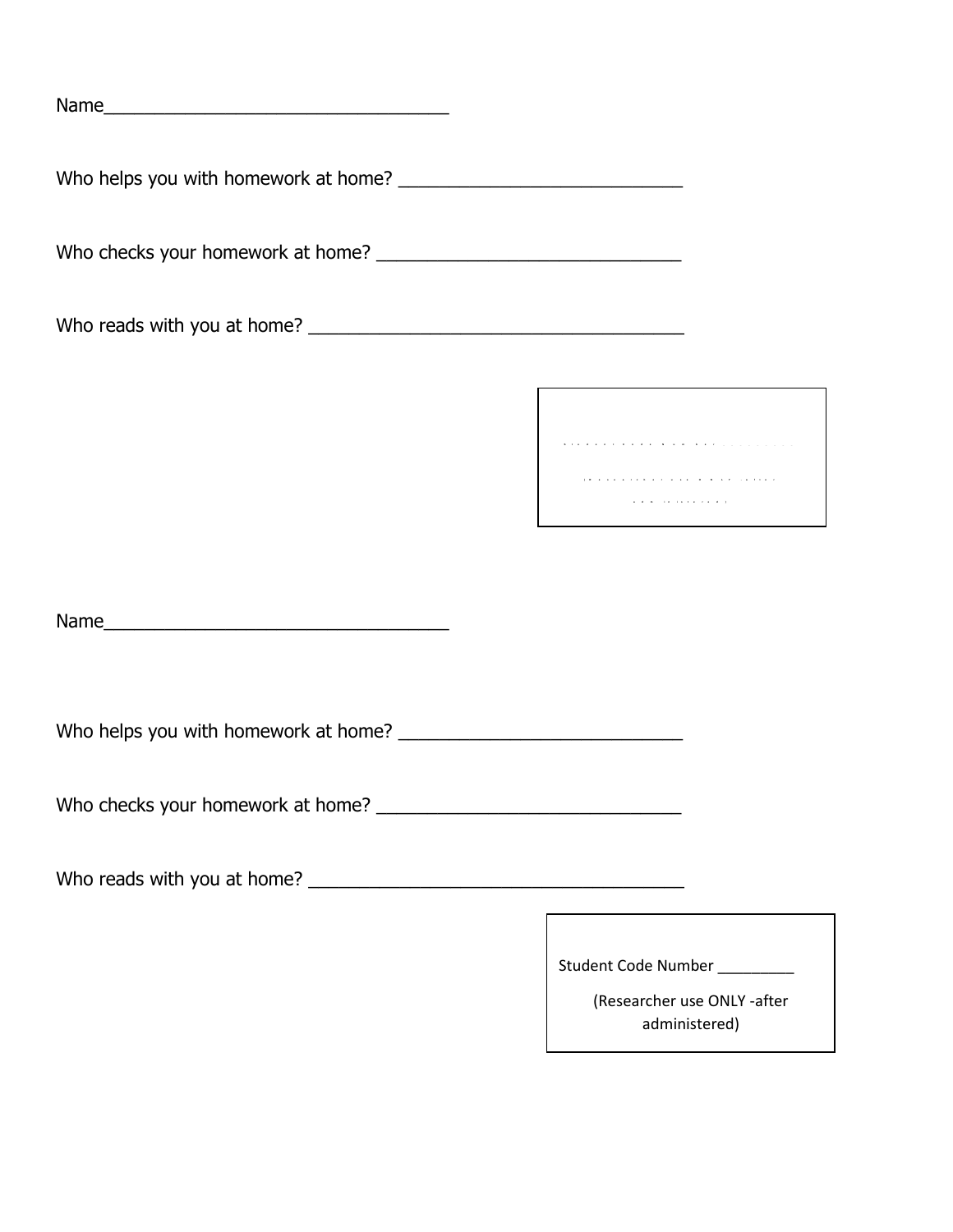Name___________________________________

Who helps you with homework at home? ____________________________

Who checks your homework at home? ______________________________

Who reads with you at home? ______________________________________

Name___________________________________

Who helps you with homework at home? ____________________________

Who checks your homework at home? ______________________________

Who reads with you at home? ______________________________________

Student Code Number _________

(Researcher use ONLY -after administered)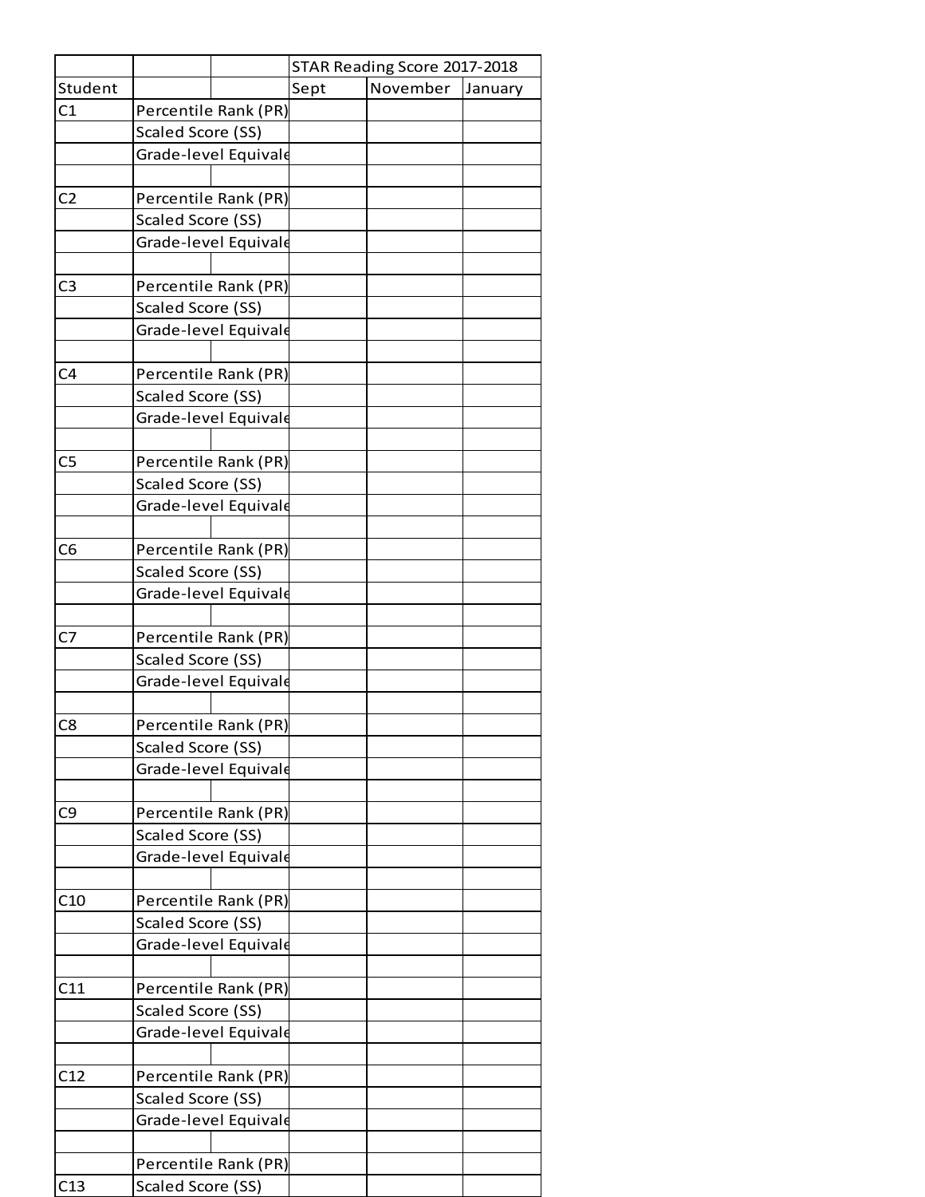| | | | STAR Reading Score 2017-2018 | | |
|---|---|---|---|---|---|
| Student | | | Sept | November | January |
| C1 | Percentile Rank (PR) | | | | |
| | Scaled Score (SS) | | | | |
| | Grade-level Equivale | | | | |
| | | | | | |
| C2 | Percentile Rank (PR) | | | | |
| | Scaled Score (SS) | | | | |
| | Grade-level Equivale | | | | |
| | | | | | |
| C3 | Percentile Rank (PR) | | | | |
| | Scaled Score (SS) | | | | |
| | Grade-level Equivale | | | | |
| | | | | | |
| C4 | Percentile Rank (PR) | | | | |
| | Scaled Score (SS) | | | | |
| | Grade-level Equivale | | | | |
| | | | | | |
| C5 | Percentile Rank (PR) | | | | |
| | Scaled Score (SS) | | | | |
| | Grade-level Equivale | | | | |
| | | | | | |
| C6 | Percentile Rank (PR) | | | | |
| | Scaled Score (SS) | | | | |
| | Grade-level Equivale | | | | |
| | | | | | |
| C7 | Percentile Rank (PR) | | | | |
| | Scaled Score (SS) | | | | |
| | Grade-level Equivale | | | | |
| | | | | | |
| C8 | Percentile Rank (PR) | | | | |
| | Scaled Score (SS) | | | | |
| | Grade-level Equivale | | | | |
| | | | | | |
| C9 | Percentile Rank (PR) | | | | |
| | Scaled Score (SS) | | | | |
| | Grade-level Equivale | | | | |
| | | | | | |
| C10 | Percentile Rank (PR) | | | | |
| | Scaled Score (SS) | | | | |
| | Grade-level Equivale | | | | |
| | | | | | |
| C11 | Percentile Rank (PR) | | | | |
| | Scaled Score (SS) | | | | |
| | Grade-level Equivale | | | | |
| | | | | | |
| C12 | Percentile Rank (PR) | | | | |
| | Scaled Score (SS) | | | | |
| | Grade-level Equivale | | | | |
| | | | | | |
| | Percentile Rank (PR) | | | | |
| C13 | Scaled Score (SS) | | | | |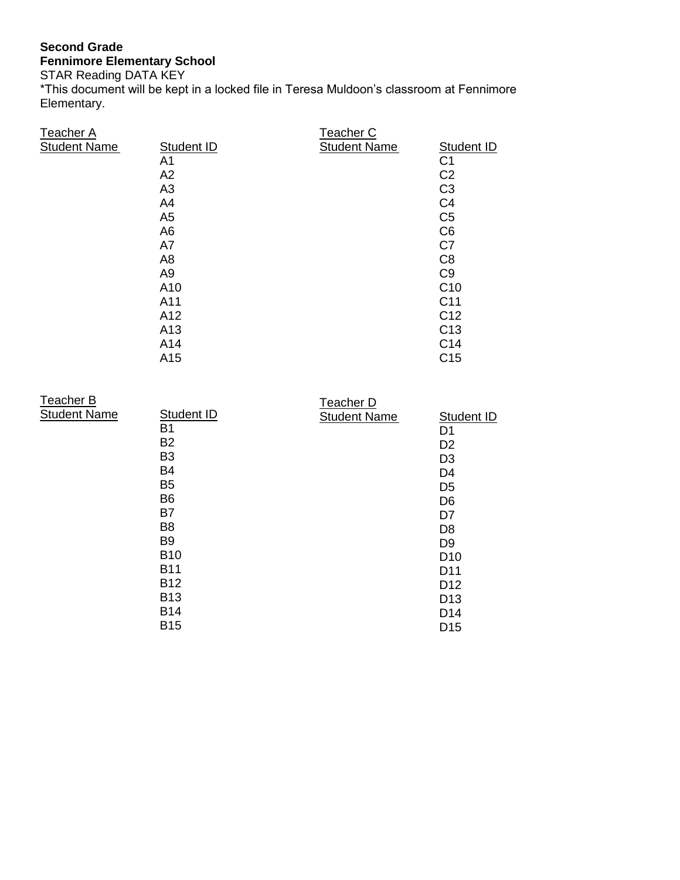**Second Grade**
**Fennimore Elementary School**
STAR Reading DATA KEY
*This document will be kept in a locked file in Teresa Muldoon's classroom at Fennimore Elementary.

Teacher A

| Student Name | Student ID |
|---|---|
| | A1 |
| | A2 |
| | A3 |
| | A4 |
| | A5 |
| | A6 |
| | A7 |
| | A8 |
| | A9 |
| | A10 |
| | A11 |
| | A12 |
| | A13 |
| | A14 |
| | A15 |

Teacher C

| Student Name | Student ID |
|---|---|
| | C1 |
| | C2 |
| | C3 |
| | C4 |
| | C5 |
| | C6 |
| | C7 |
| | C8 |
| | C9 |
| | C10 |
| | C11 |
| | C12 |
| | C13 |
| | C14 |
| | C15 |

Teacher B

| Student Name | Student ID |
|---|---|
| | B1 |
| | B2 |
| | B3 |
| | B4 |
| | B5 |
| | B6 |
| | B7 |
| | B8 |
| | B9 |
| | B10 |
| | B11 |
| | B12 |
| | B13 |
| | B14 |
| | B15 |

Teacher D

| Student Name | Student ID |
|---|---|
| | D1 |
| | D2 |
| | D3 |
| | D4 |
| | D5 |
| | D6 |
| | D7 |
| | D8 |
| | D9 |
| | D10 |
| | D11 |
| | D12 |
| | D13 |
| | D14 |
| | D15 |